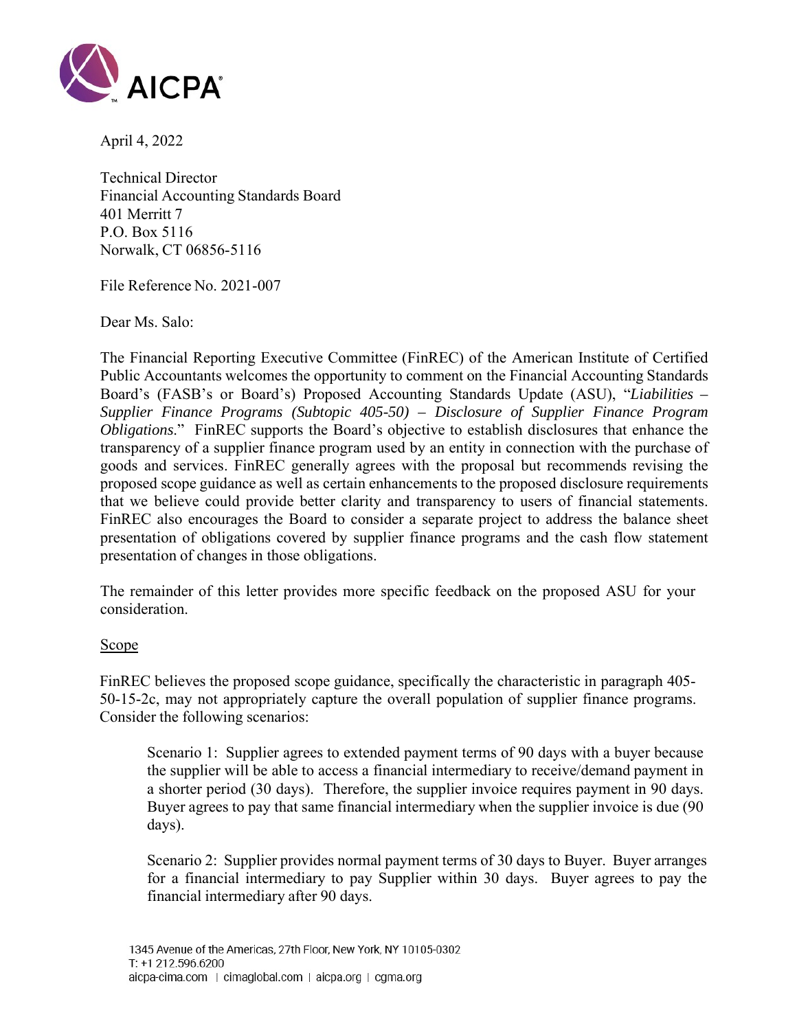April 4, 2022

Technical Director
Financial Accounting Standards Board
401 Merritt 7
P.O. Box 5116
Norwalk, CT 06856-5116

File Reference No. 2021-007

Dear Ms. Salo:

The Financial Reporting Executive Committee (FinREC) of the American Institute of Certified Public Accountants welcomes the opportunity to comment on the Financial Accounting Standards Board's (FASB's or Board's) Proposed Accounting Standards Update (ASU), "*Liabilities – Supplier Finance Programs (Subtopic 405-50) – Disclosure of Supplier Finance Program Obligations*." FinREC supports the Board's objective to establish disclosures that enhance the transparency of a supplier finance program used by an entity in connection with the purchase of goods and services. FinREC generally agrees with the proposal but recommends revising the proposed scope guidance as well as certain enhancements to the proposed disclosure requirements that we believe could provide better clarity and transparency to users of financial statements. FinREC also encourages the Board to consider a separate project to address the balance sheet presentation of obligations covered by supplier finance programs and the cash flow statement presentation of changes in those obligations.

The remainder of this letter provides more specific feedback on the proposed ASU for your consideration.

Scope

FinREC believes the proposed scope guidance, specifically the characteristic in paragraph 405-50-15-2c, may not appropriately capture the overall population of supplier finance programs. Consider the following scenarios:

> Scenario 1: Supplier agrees to extended payment terms of 90 days with a buyer because the supplier will be able to access a financial intermediary to receive/demand payment in a shorter period (30 days). Therefore, the supplier invoice requires payment in 90 days. Buyer agrees to pay that same financial intermediary when the supplier invoice is due (90 days).
>
> Scenario 2: Supplier provides normal payment terms of 30 days to Buyer. Buyer arranges for a financial intermediary to pay Supplier within 30 days. Buyer agrees to pay the financial intermediary after 90 days.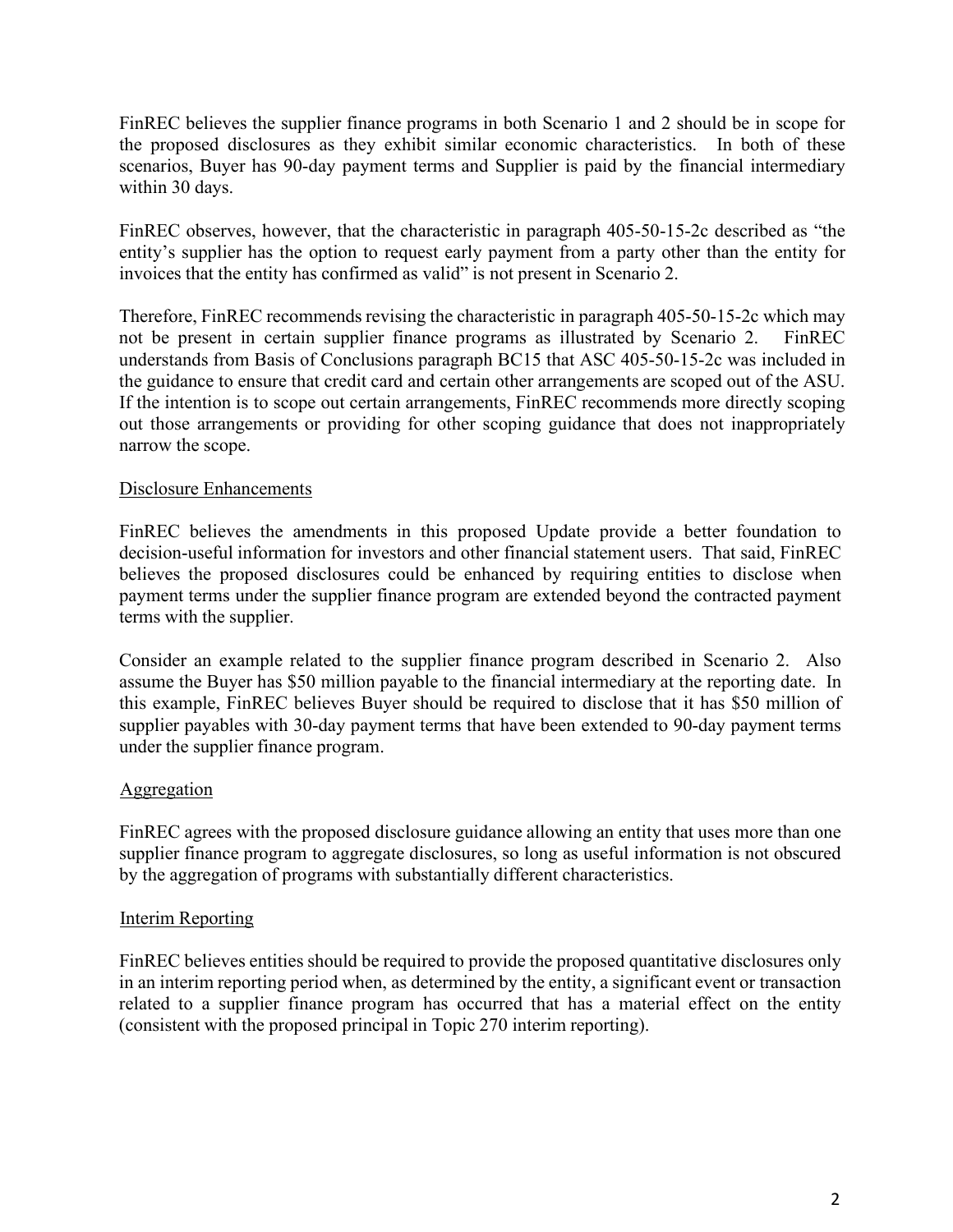FinREC believes the supplier finance programs in both Scenario 1 and 2 should be in scope for the proposed disclosures as they exhibit similar economic characteristics. In both of these scenarios, Buyer has 90-day payment terms and Supplier is paid by the financial intermediary within 30 days.

FinREC observes, however, that the characteristic in paragraph 405-50-15-2c described as "the entity's supplier has the option to request early payment from a party other than the entity for invoices that the entity has confirmed as valid" is not present in Scenario 2.

Therefore, FinREC recommends revising the characteristic in paragraph 405-50-15-2c which may not be present in certain supplier finance programs as illustrated by Scenario 2. FinREC understands from Basis of Conclusions paragraph BC15 that ASC 405-50-15-2c was included in the guidance to ensure that credit card and certain other arrangements are scoped out of the ASU. If the intention is to scope out certain arrangements, FinREC recommends more directly scoping out those arrangements or providing for other scoping guidance that does not inappropriately narrow the scope.

## Disclosure Enhancements

FinREC believes the amendments in this proposed Update provide a better foundation to decision-useful information for investors and other financial statement users. That said, FinREC believes the proposed disclosures could be enhanced by requiring entities to disclose when payment terms under the supplier finance program are extended beyond the contracted payment terms with the supplier.

Consider an example related to the supplier finance program described in Scenario 2. Also assume the Buyer has $50 million payable to the financial intermediary at the reporting date. In this example, FinREC believes Buyer should be required to disclose that it has $50 million of supplier payables with 30-day payment terms that have been extended to 90-day payment terms under the supplier finance program.

## Aggregation

FinREC agrees with the proposed disclosure guidance allowing an entity that uses more than one supplier finance program to aggregate disclosures, so long as useful information is not obscured by the aggregation of programs with substantially different characteristics.

## Interim Reporting

FinREC believes entities should be required to provide the proposed quantitative disclosures only in an interim reporting period when, as determined by the entity, a significant event or transaction related to a supplier finance program has occurred that has a material effect on the entity (consistent with the proposed principal in Topic 270 interim reporting).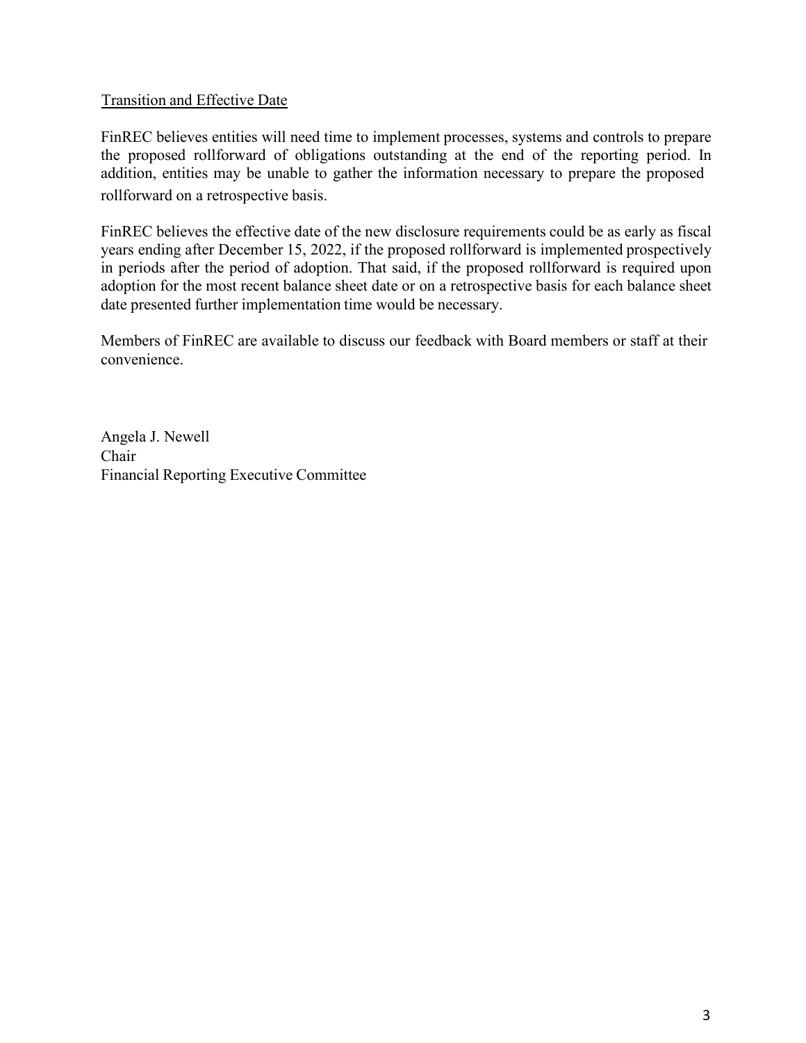Transition and Effective Date

FinREC believes entities will need time to implement processes, systems and controls to prepare the proposed rollforward of obligations outstanding at the end of the reporting period. In addition, entities may be unable to gather the information necessary to prepare the proposed rollforward on a retrospective basis.

FinREC believes the effective date of the new disclosure requirements could be as early as fiscal years ending after December 15, 2022, if the proposed rollforward is implemented prospectively in periods after the period of adoption. That said, if the proposed rollforward is required upon adoption for the most recent balance sheet date or on a retrospective basis for each balance sheet date presented further implementation time would be necessary.

Members of FinREC are available to discuss our feedback with Board members or staff at their convenience.

Angela J. Newell  
Chair  
Financial Reporting Executive Committee